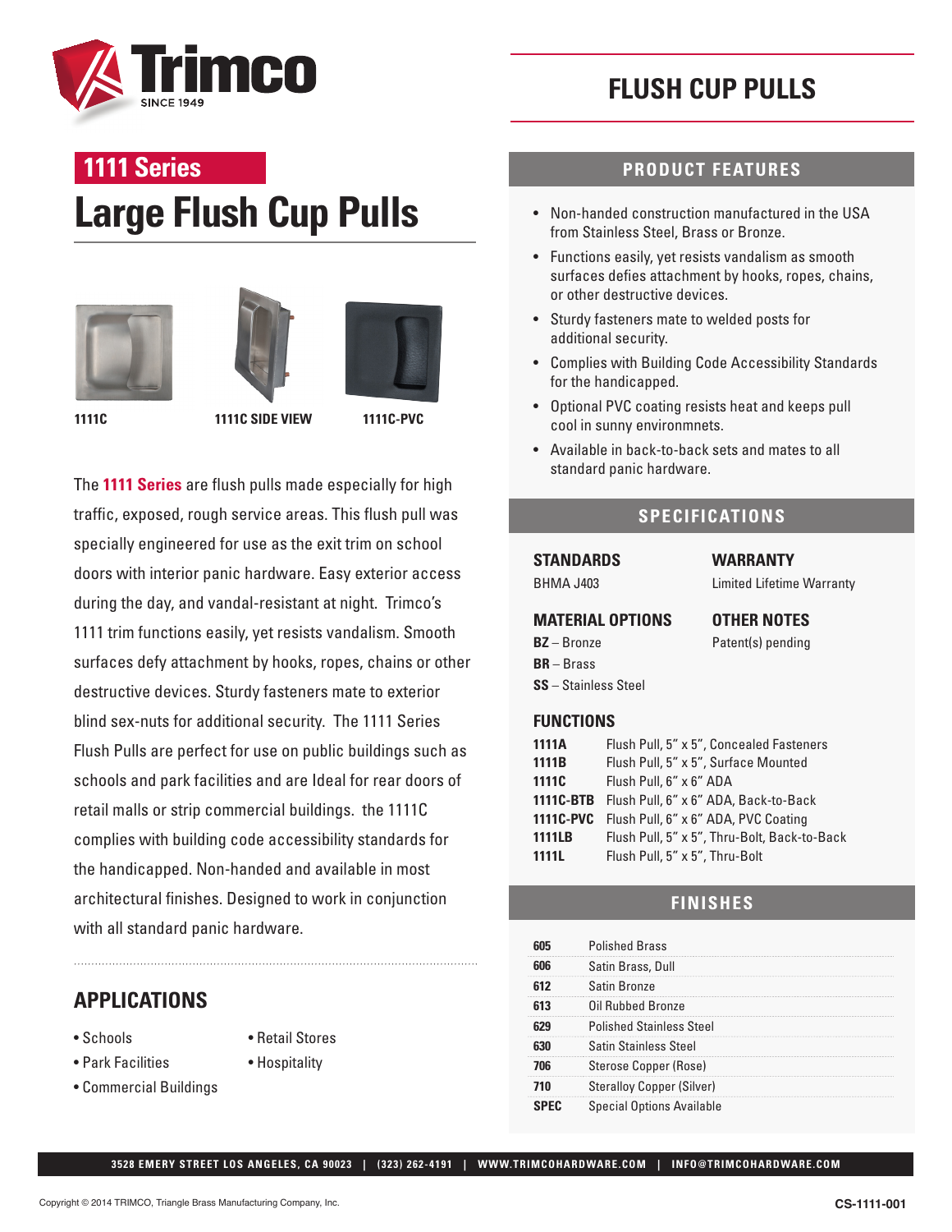Trimco
SINCE 1949

# FLUSH CUP PULLS

## 1111 Series

# Large Flush Cup Pulls

1111C 1111C SIDE VIEW 1111C-PVC

The **1111 Series** are flush pulls made especially for high traffic, exposed, rough service areas. This flush pull was specially engineered for use as the exit trim on school doors with interior panic hardware. Easy exterior access during the day, and vandal-resistant at night. Trimco's 1111 trim functions easily, yet resists vandalism. Smooth surfaces defy attachment by hooks, ropes, chains or other destructive devices. Sturdy fasteners mate to exterior blind sex-nuts for additional security. The 1111 Series Flush Pulls are perfect for use on public buildings such as schools and park facilities and are Ideal for rear doors of retail malls or strip commercial buildings. the 1111C complies with building code accessibility standards for the handicapped. Non-handed and available in most architectural finishes. Designed to work in conjunction with all standard panic hardware.

## APPLICATIONS

- Schools
- Park Facilities
- Commercial Buildings
- Retail Stores
- Hospitality

## PRODUCT FEATURES

- Non-handed construction manufactured in the USA from Stainless Steel, Brass or Bronze.
- Functions easily, yet resists vandalism as smooth surfaces defies attachment by hooks, ropes, chains, or other destructive devices.
- Sturdy fasteners mate to welded posts for additional security.
- Complies with Building Code Accessibility Standards for the handicapped.
- Optional PVC coating resists heat and keeps pull cool in sunny environmnets.
- Available in back-to-back sets and mates to all standard panic hardware.

## SPECIFICATIONS

### STANDARDS

BHMA J403

### WARRANTY

Limited Lifetime Warranty

### MATERIAL OPTIONS

**BZ** – Bronze
**BR** – Brass
**SS** – Stainless Steel

### OTHER NOTES

Patent(s) pending

### FUNCTIONS

| | |
|---|---|
| **1111A** | Flush Pull, 5" x 5", Concealed Fasteners |
| **1111B** | Flush Pull, 5" x 5", Surface Mounted |
| **1111C** | Flush Pull, 6" x 6" ADA |
| **1111C-BTB** | Flush Pull, 6" x 6" ADA, Back-to-Back |
| **1111C-PVC** | Flush Pull, 6" x 6" ADA, PVC Coating |
| **1111LB** | Flush Pull, 5" x 5", Thru-Bolt, Back-to-Back |
| **1111L** | Flush Pull, 5" x 5", Thru-Bolt |

## FINISHES

| | |
|---|---|
| **605** | Polished Brass |
| **606** | Satin Brass, Dull |
| **612** | Satin Bronze |
| **613** | Oil Rubbed Bronze |
| **629** | Polished Stainless Steel |
| **630** | Satin Stainless Steel |
| **706** | Sterose Copper (Rose) |
| **710** | Steralloy Copper (Silver) |
| **SPEC** | Special Options Available |

3528 EMERY STREET LOS ANGELES, CA 90023 | (323) 262-4191 | WWW.TRIMCOHARDWARE.COM | INFO@TRIMCOHARDWARE.COM

Copyright © 2014 TRIMCO, Triangle Brass Manufacturing Company, Inc.

CS-1111-001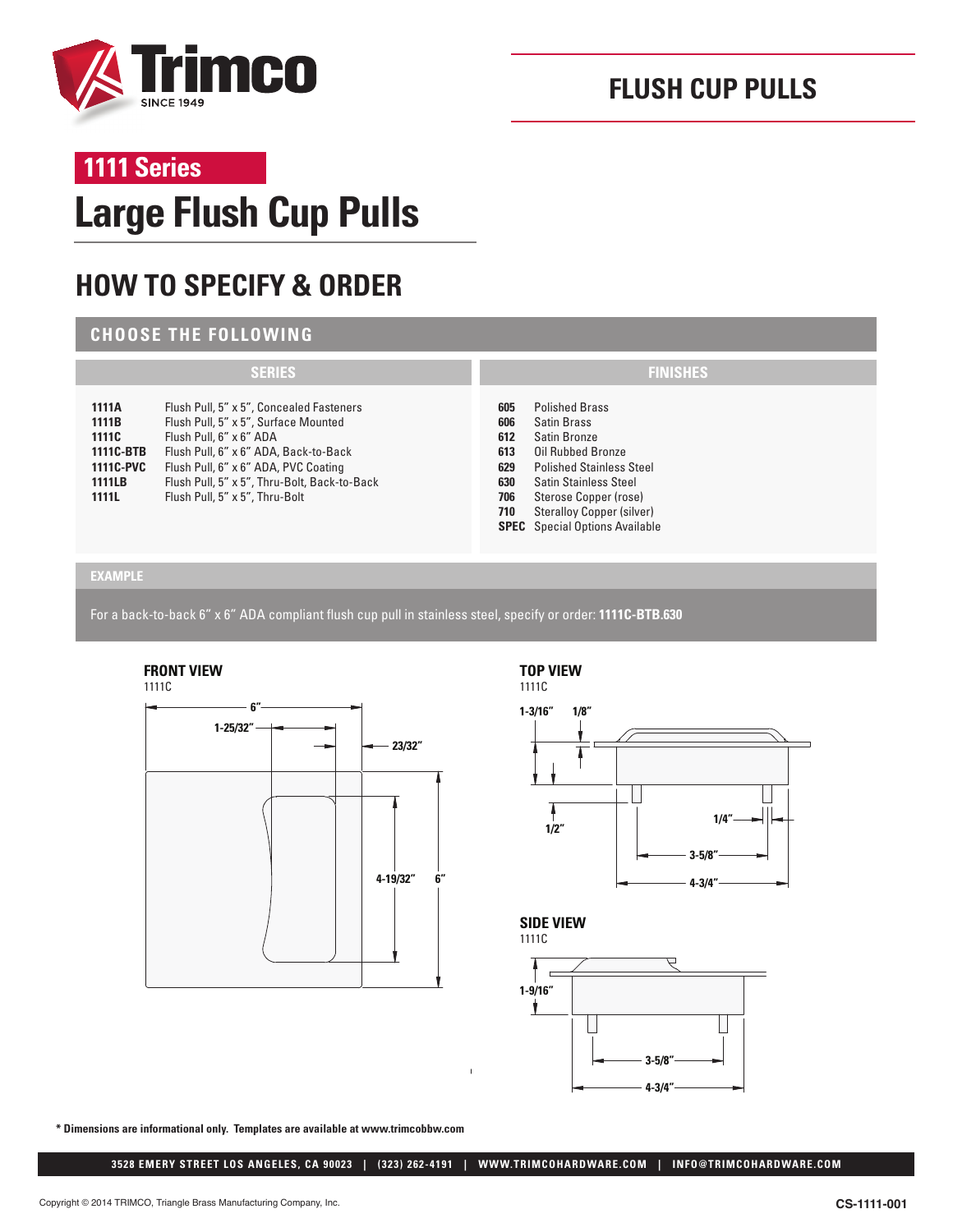# FLUSH CUP PULLS

**1111 Series**

# Large Flush Cup Pulls

## HOW TO SPECIFY & ORDER

### CHOOSE THE FOLLOWING

| SERIES | |
|---|---|
| **1111A** | Flush Pull, 5" x 5", Concealed Fasteners |
| **1111B** | Flush Pull, 5" x 5", Surface Mounted |
| **1111C** | Flush Pull, 6" x 6" ADA |
| **1111C-BTB** | Flush Pull, 6" x 6" ADA, Back-to-Back |
| **1111C-PVC** | Flush Pull, 6" x 6" ADA, PVC Coating |
| **1111LB** | Flush Pull, 5" x 5", Thru-Bolt, Back-to-Back |
| **1111L** | Flush Pull, 5" x 5", Thru-Bolt |

| FINISHES | |
|---|---|
| **605** | Polished Brass |
| **606** | Satin Brass |
| **612** | Satin Bronze |
| **613** | Oil Rubbed Bronze |
| **629** | Polished Stainless Steel |
| **630** | Satin Stainless Steel |
| **706** | Sterose Copper (rose) |
| **710** | Steralloy Copper (silver) |
| **SPEC** | Special Options Available |

**EXAMPLE**

For a back-to-back 6" x 6" ADA compliant flush cup pull in stainless steel, specify or order: **1111C-BTB.630**

**FRONT VIEW**
1111C

6"
1-25/32"
23/32"
4-19/32"
6"

**TOP VIEW**
1111C

1-3/16"
1/8"
1/2"
1/4"
3-5/8"
4-3/4"

**SIDE VIEW**
1111C

1-9/16"
3-5/8"
4-3/4"

**\* Dimensions are informational only. Templates are available at www.trimcobbw.com**

3528 EMERY STREET LOS ANGELES, CA 90023 | (323) 262-4191 | WWW.TRIMCOHARDWARE.COM | INFO@TRIMCOHARDWARE.COM

Copyright © 2014 TRIMCO, Triangle Brass Manufacturing Company, Inc.

CS-1111-001